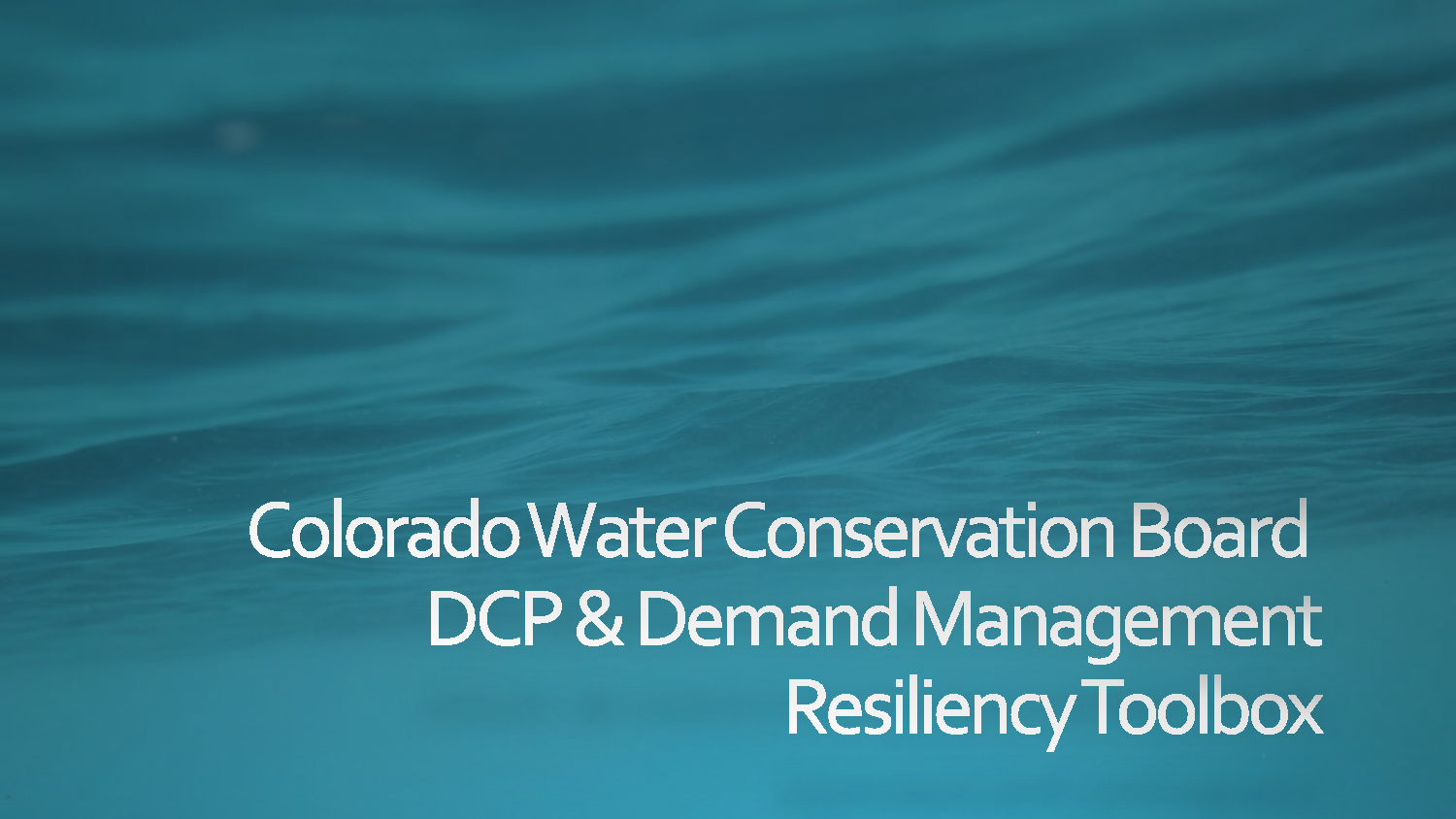# Colorado Water Conservation Board DCP & Demand Management Resiliency Toolbox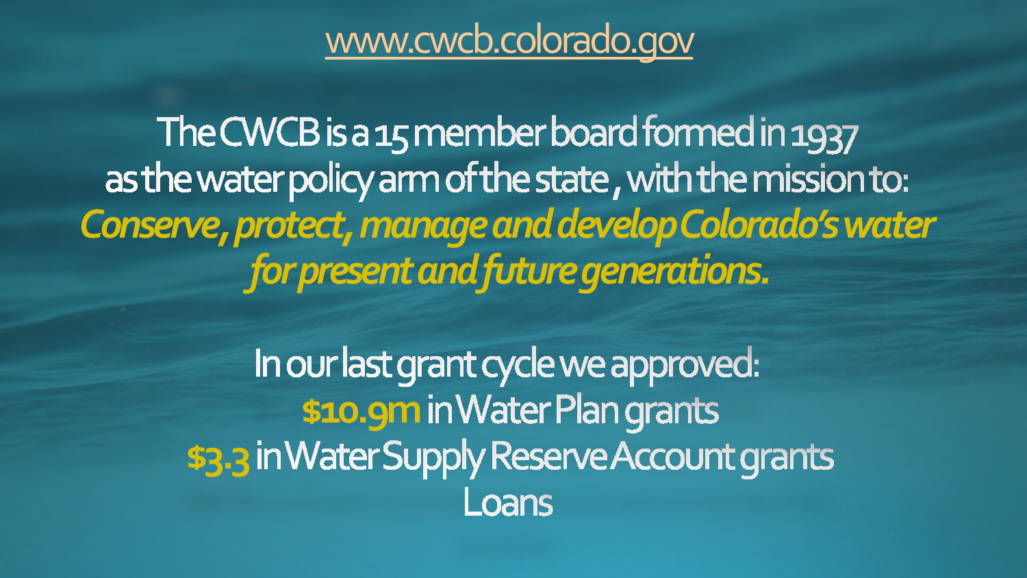[www.cwcb.colorado.gov](http://www.cwcb.colorado.gov)

The CWCB is a 15 member board formed in 1937 as the water policy arm of the state , with the mission to:

***Conserve, protect, manage and develop Colorado's water for present and future generations.***

In our last grant cycle we approved:

**$10.9m** in Water Plan grants

**$3.3** in Water Supply Reserve Account grants

Loans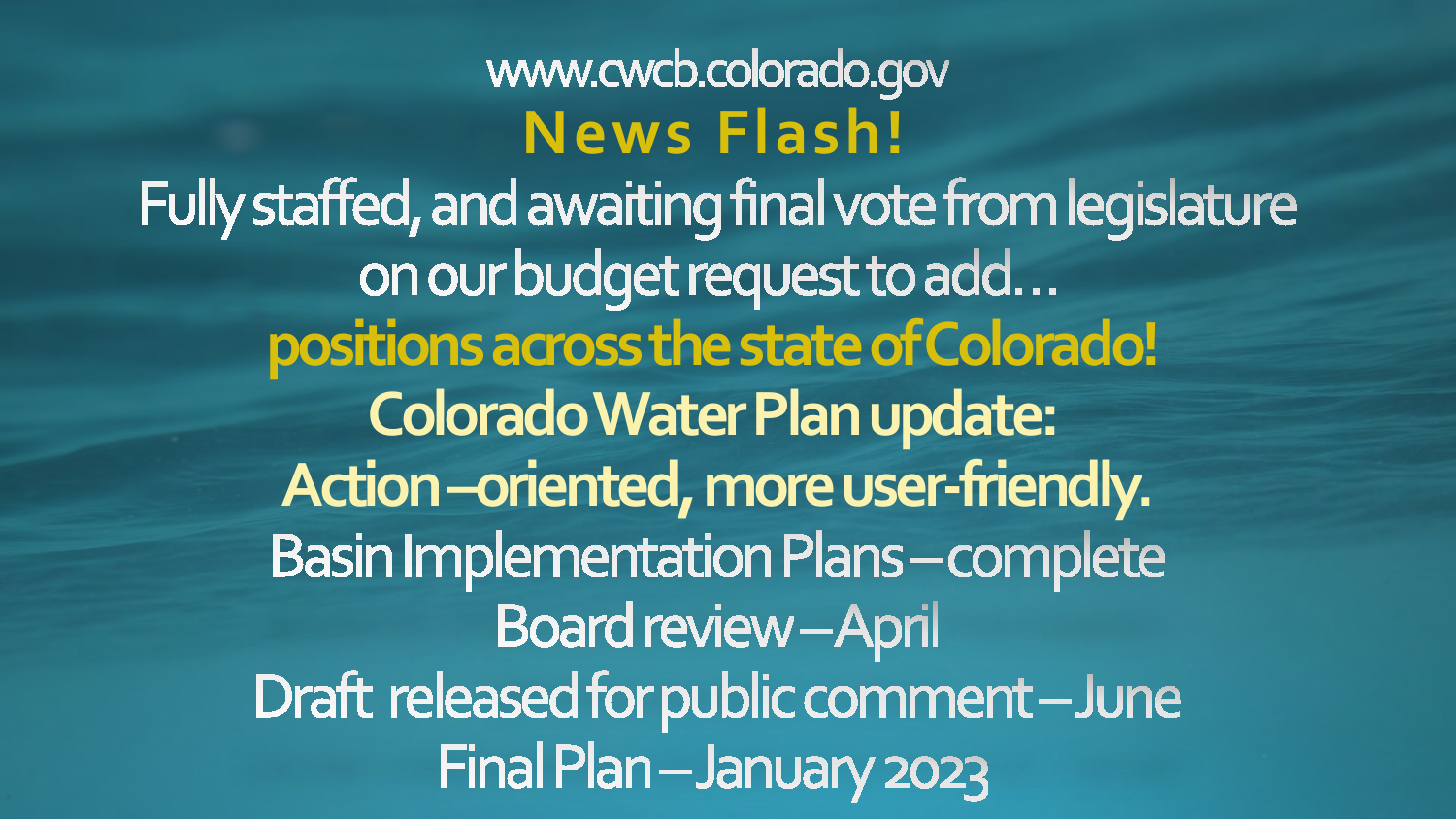www.cwcb.colorado.gov

## News Flash!

Fully staffed, and awaiting final vote from legislature on our budget request to add…

**positions across the state of Colorado!**

**Colorado Water Plan update:**

**Action –oriented, more user-friendly.**

Basin Implementation Plans – complete

Board review – April

Draft released for public comment – June

Final Plan – January 2023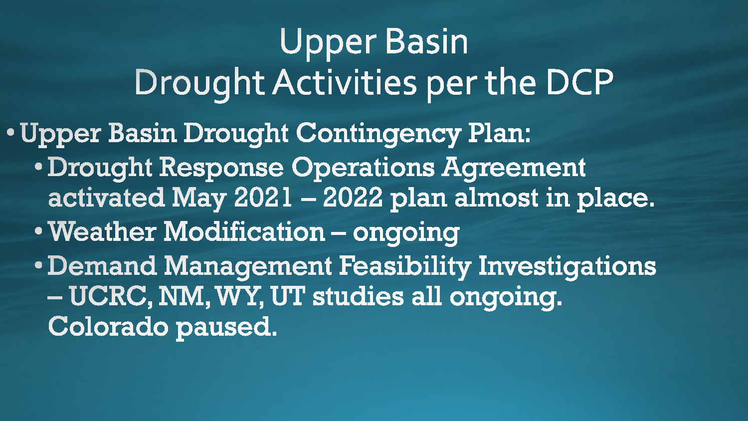# Upper Basin
# Drought Activities per the DCP

- Upper Basin Drought Contingency Plan:
  - Drought Response Operations Agreement activated May 2021 – 2022 plan almost in place.
  - Weather Modification – ongoing
  - Demand Management Feasibility Investigations – UCRC, NM, WY, UT studies all ongoing. Colorado paused.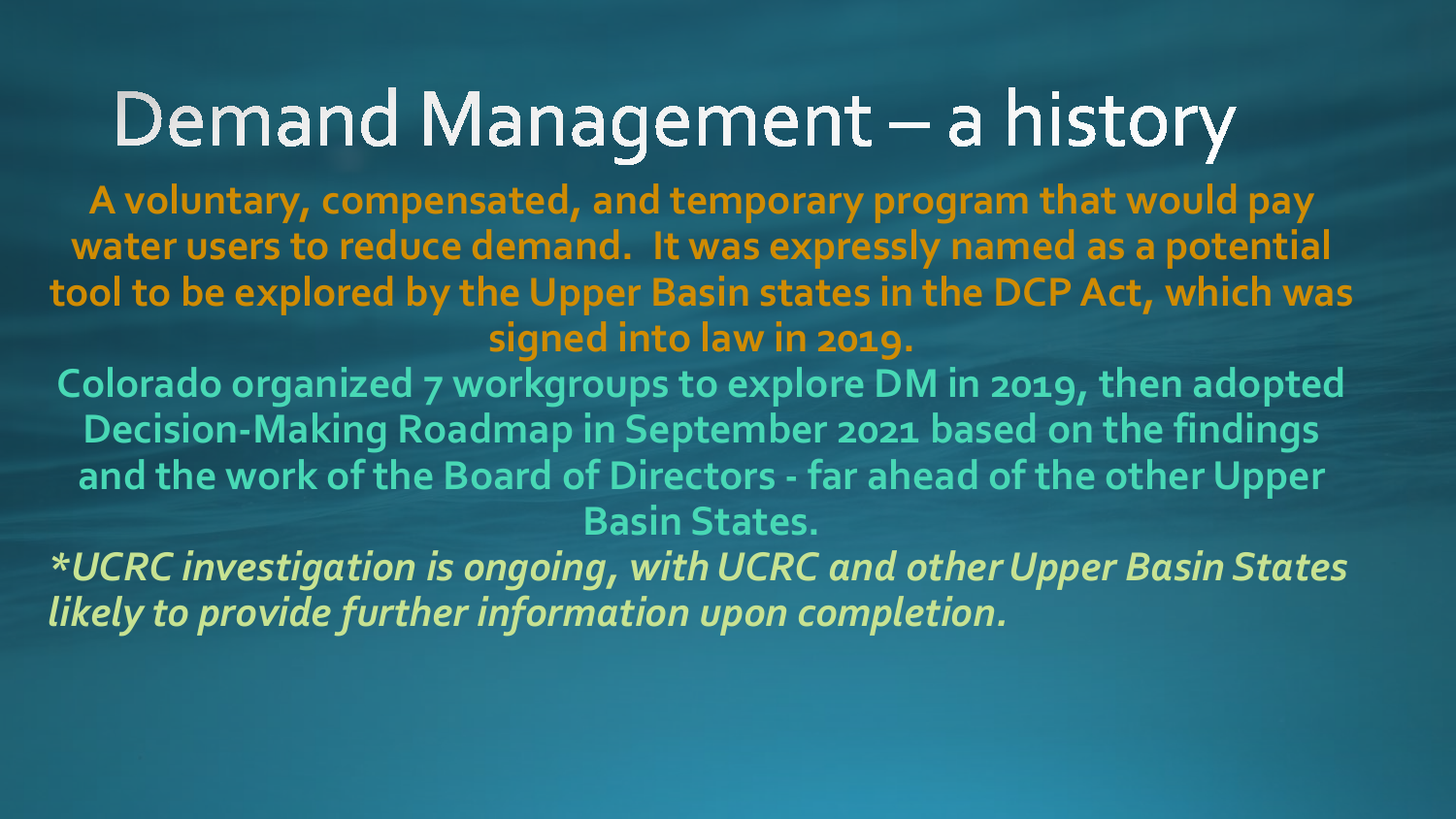# Demand Management – a history

**A voluntary, compensated, and temporary program that would pay water users to reduce demand. It was expressly named as a potential tool to be explored by the Upper Basin states in the DCP Act, which was signed into law in 2019.**

**Colorado organized 7 workgroups to explore DM in 2019, then adopted Decision-Making Roadmap in September 2021 based on the findings and the work of the Board of Directors - far ahead of the other Upper Basin States.**

***UCRC investigation is ongoing, with UCRC and other Upper Basin States likely to provide further information upon completion.***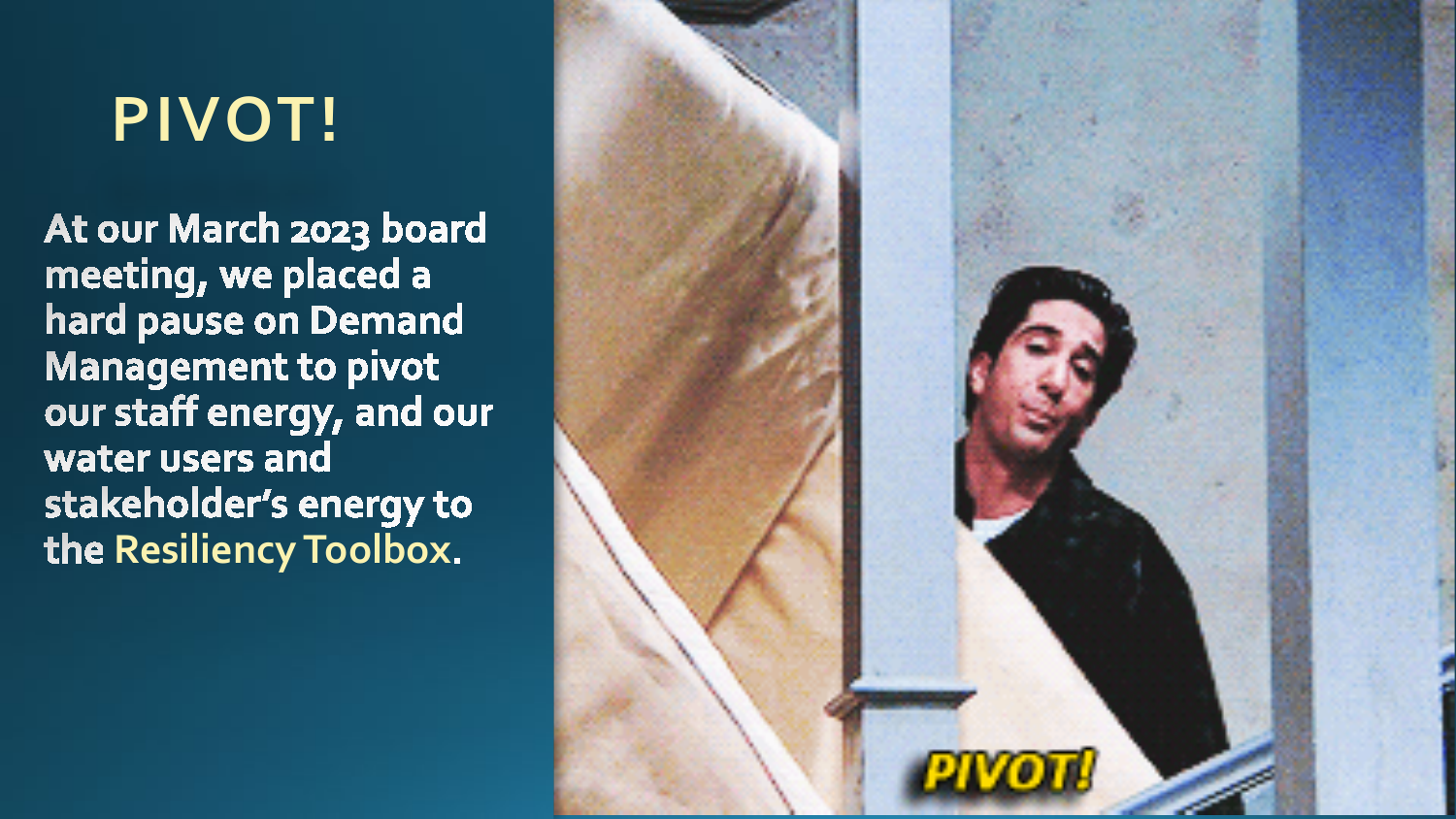# PIVOT!

At our March 2023 board meeting, we placed a hard pause on Demand Management to pivot our staff energy, and our water users and stakeholder's energy to the Resiliency Toolbox.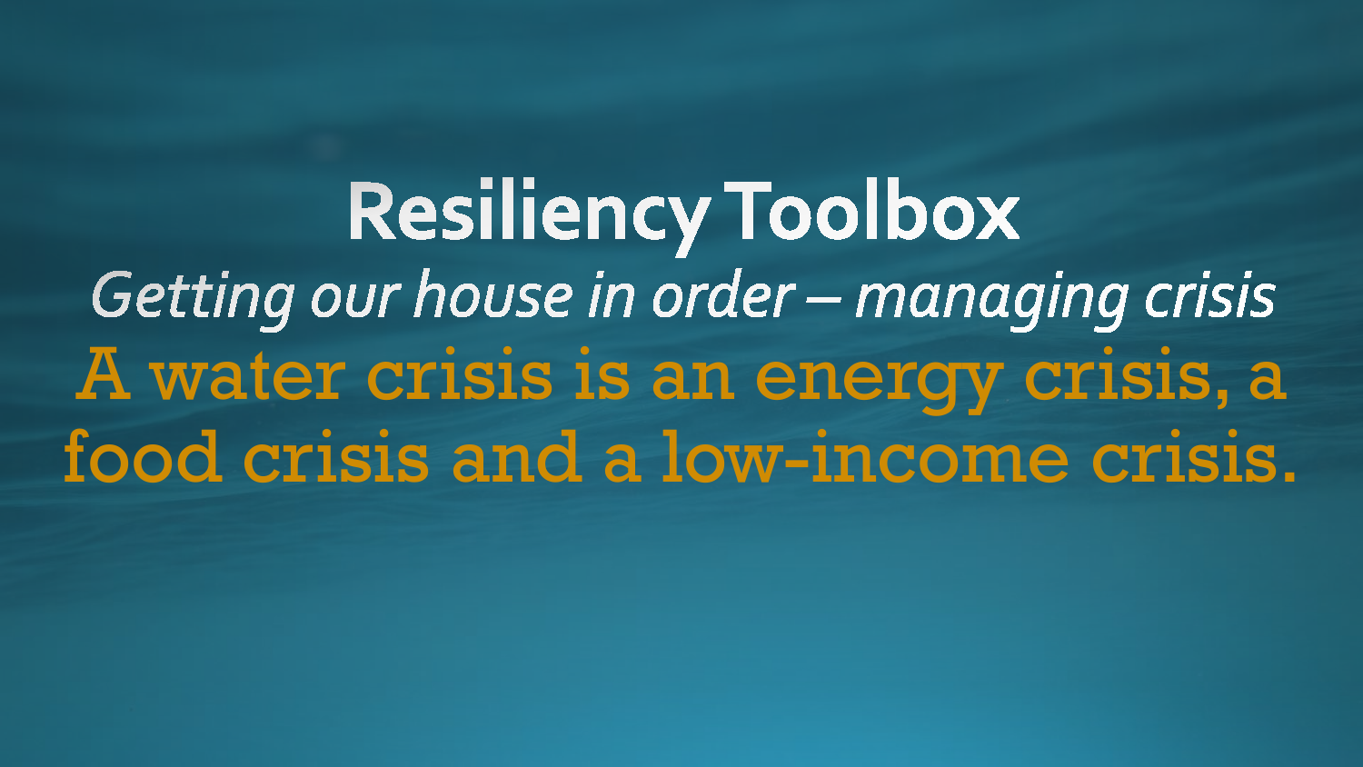# Resiliency Toolbox

*Getting our house in order – managing crisis*

**A water crisis is an energy crisis, a food crisis and a low-income crisis.**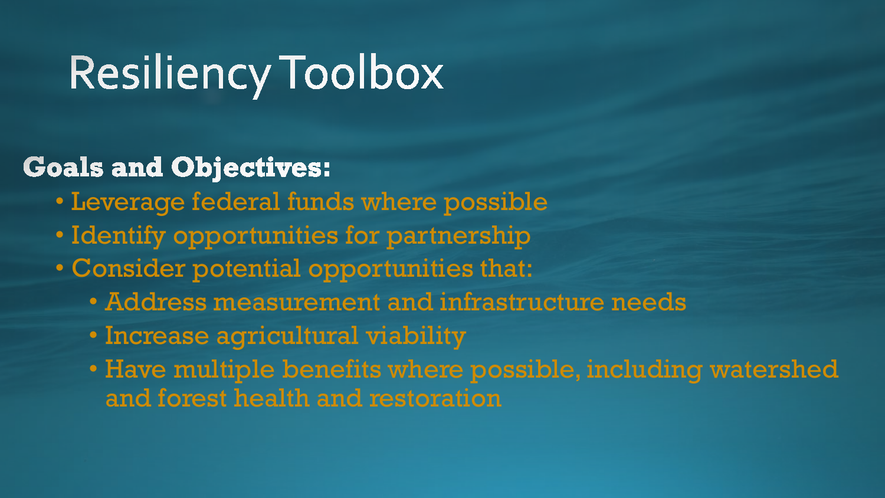# Resiliency Toolbox

**Goals and Objectives:**

- Leverage federal funds where possible
- Identify opportunities for partnership
- Consider potential opportunities that:
  - Address measurement and infrastructure needs
  - Increase agricultural viability
  - Have multiple benefits where possible, including watershed and forest health and restoration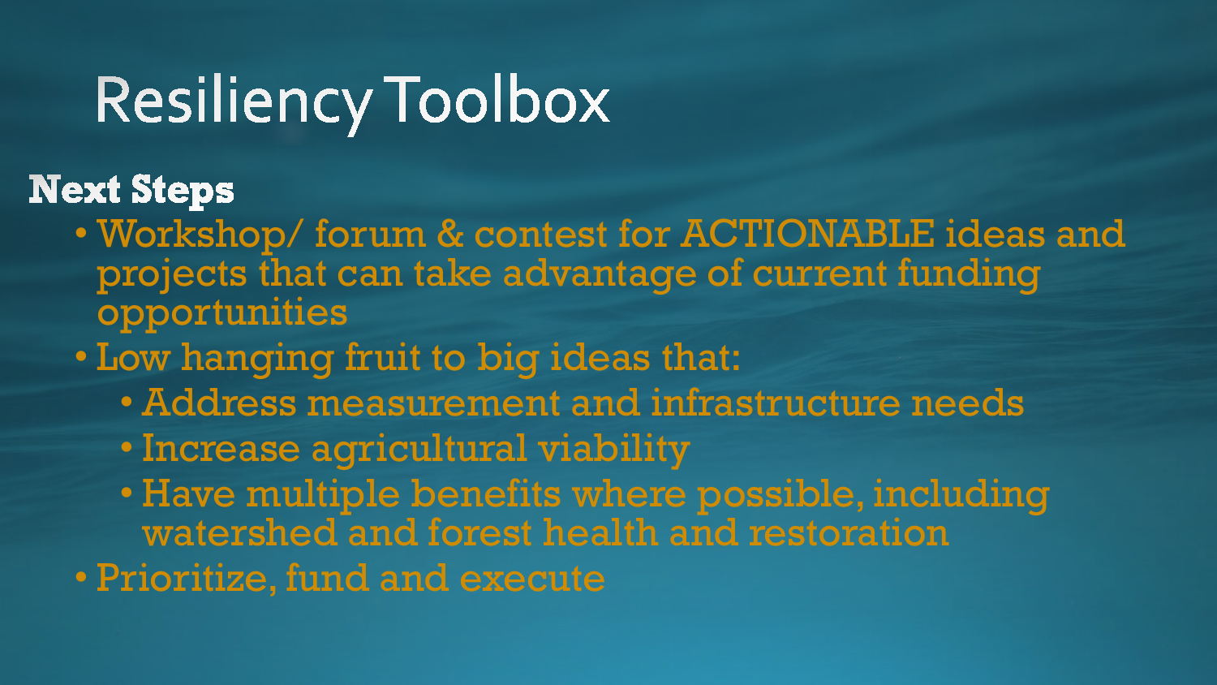# Resiliency Toolbox

**Next Steps**

- Workshop/ forum & contest for ACTIONABLE ideas and projects that can take advantage of current funding opportunities
- Low hanging fruit to big ideas that:
  - Address measurement and infrastructure needs
  - Increase agricultural viability
  - Have multiple benefits where possible, including watershed and forest health and restoration
- Prioritize, fund and execute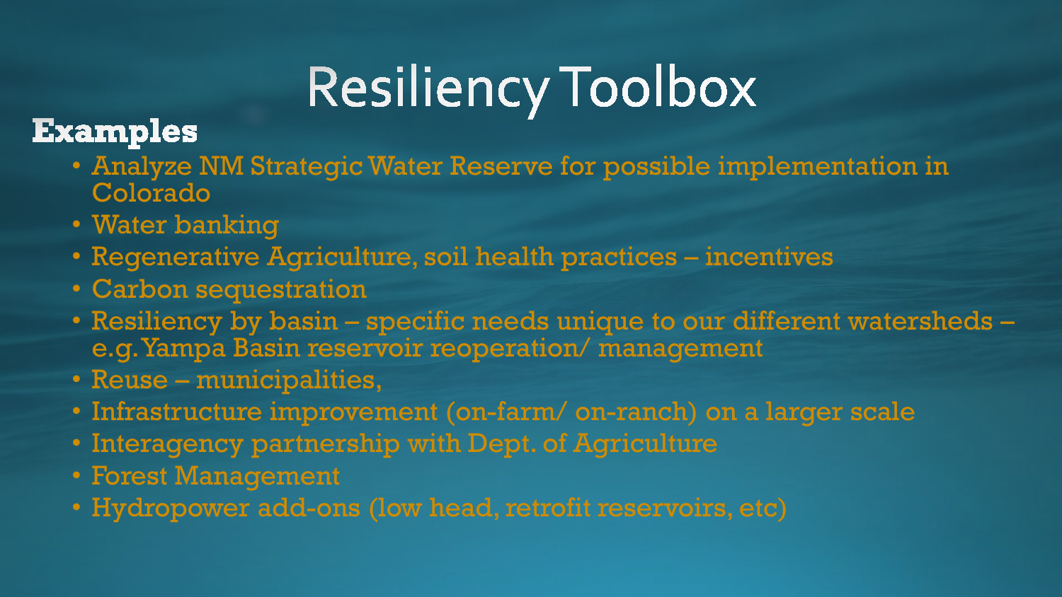# Resiliency Toolbox

**Examples**

- Analyze NM Strategic Water Reserve for possible implementation in Colorado
- Water banking
- Regenerative Agriculture, soil health practices – incentives
- Carbon sequestration
- Resiliency by basin – specific needs unique to our different watersheds – e.g. Yampa Basin reservoir reoperation/ management
- Reuse – municipalities,
- Infrastructure improvement (on-farm/ on-ranch) on a larger scale
- Interagency partnership with Dept. of Agriculture
- Forest Management
- Hydropower add-ons (low head, retrofit reservoirs, etc)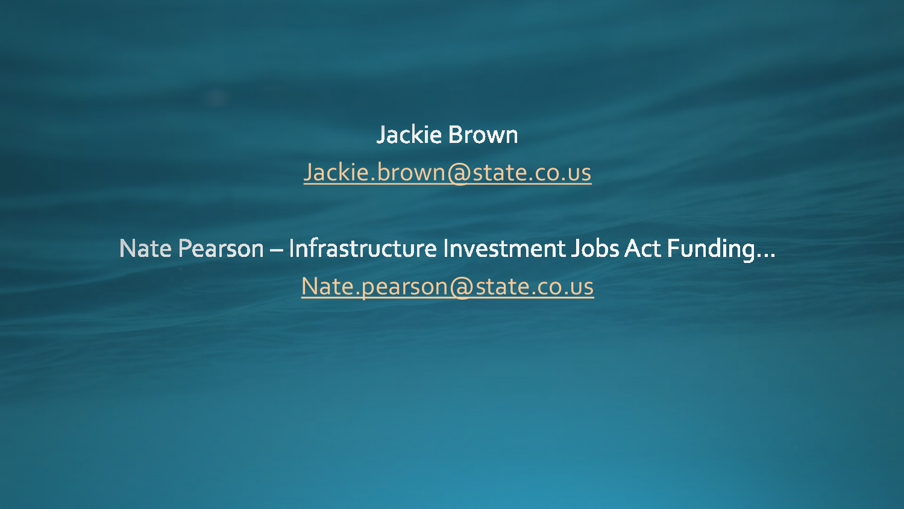Jackie Brown

Jackie.brown@state.co.us

Nate Pearson – Infrastructure Investment Jobs Act Funding…

Nate.pearson@state.co.us